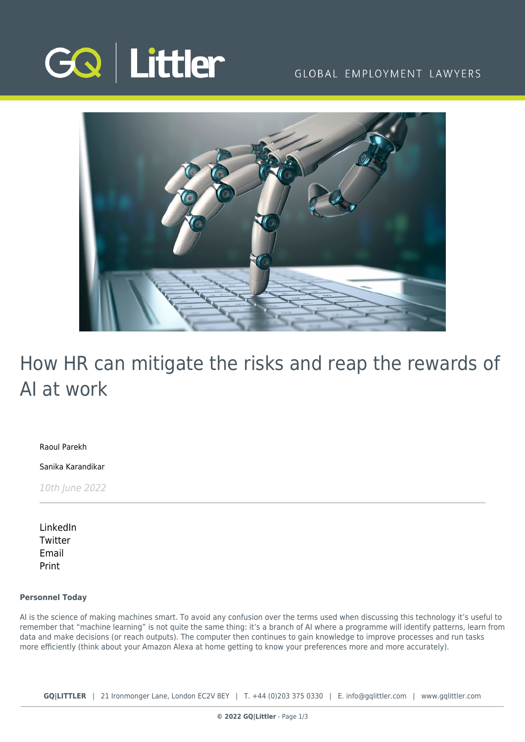# How HR can mitigate the risks and reap the rewards of AI at work

Raoul Parekh

Sanika Karandikar

*10th June 2022*

---

LinkedIn
Twitter
Email
Print

**Personnel Today**

AI is the science of making machines smart. To avoid any confusion over the terms used when discussing this technology it's useful to remember that "machine learning" is not quite the same thing: it's a branch of AI where a programme will identify patterns, learn from data and make decisions (or reach outputs). The computer then continues to gain knowledge to improve processes and run tasks more efficiently (think about your Amazon Alexa at home getting to know your preferences more and more accurately).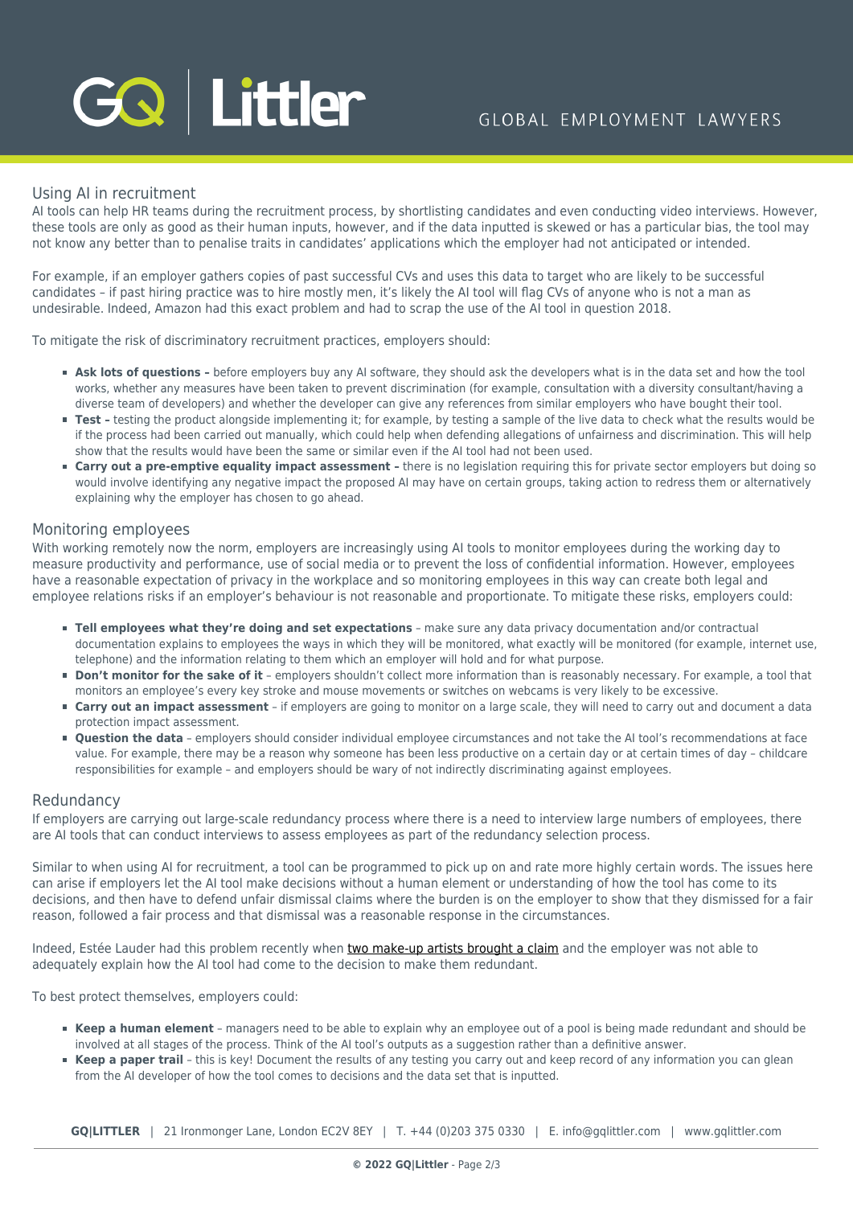## Using AI in recruitment

AI tools can help HR teams during the recruitment process, by shortlisting candidates and even conducting video interviews. However, these tools are only as good as their human inputs, however, and if the data inputted is skewed or has a particular bias, the tool may not know any better than to penalise traits in candidates' applications which the employer had not anticipated or intended.

For example, if an employer gathers copies of past successful CVs and uses this data to target who are likely to be successful candidates – if past hiring practice was to hire mostly men, it's likely the AI tool will flag CVs of anyone who is not a man as undesirable. Indeed, Amazon had this exact problem and had to scrap the use of the AI tool in question 2018.

To mitigate the risk of discriminatory recruitment practices, employers should:

- **Ask lots of questions –** before employers buy any AI software, they should ask the developers what is in the data set and how the tool works, whether any measures have been taken to prevent discrimination (for example, consultation with a diversity consultant/having a diverse team of developers) and whether the developer can give any references from similar employers who have bought their tool.
- **Test –** testing the product alongside implementing it; for example, by testing a sample of the live data to check what the results would be if the process had been carried out manually, which could help when defending allegations of unfairness and discrimination. This will help show that the results would have been the same or similar even if the AI tool had not been used.
- **Carry out a pre-emptive equality impact assessment –** there is no legislation requiring this for private sector employers but doing so would involve identifying any negative impact the proposed AI may have on certain groups, taking action to redress them or alternatively explaining why the employer has chosen to go ahead.

## Monitoring employees

With working remotely now the norm, employers are increasingly using AI tools to monitor employees during the working day to measure productivity and performance, use of social media or to prevent the loss of confidential information. However, employees have a reasonable expectation of privacy in the workplace and so monitoring employees in this way can create both legal and employee relations risks if an employer's behaviour is not reasonable and proportionate. To mitigate these risks, employers could:

- **Tell employees what they're doing and set expectations** – make sure any data privacy documentation and/or contractual documentation explains to employees the ways in which they will be monitored, what exactly will be monitored (for example, internet use, telephone) and the information relating to them which an employer will hold and for what purpose.
- **Don't monitor for the sake of it** – employers shouldn't collect more information than is reasonably necessary. For example, a tool that monitors an employee's every key stroke and mouse movements or switches on webcams is very likely to be excessive.
- **Carry out an impact assessment** – if employers are going to monitor on a large scale, they will need to carry out and document a data protection impact assessment.
- **Question the data** – employers should consider individual employee circumstances and not take the AI tool's recommendations at face value. For example, there may be a reason why someone has been less productive on a certain day or at certain times of day – childcare responsibilities for example – and employers should be wary of not indirectly discriminating against employees.

## Redundancy

If employers are carrying out large-scale redundancy process where there is a need to interview large numbers of employees, there are AI tools that can conduct interviews to assess employees as part of the redundancy selection process.

Similar to when using AI for recruitment, a tool can be programmed to pick up on and rate more highly certain words. The issues here can arise if employers let the AI tool make decisions without a human element or understanding of how the tool has come to its decisions, and then have to defend unfair dismissal claims where the burden is on the employer to show that they dismissed for a fair reason, followed a fair process and that dismissal was a reasonable response in the circumstances.

Indeed, Estée Lauder had this problem recently when two make-up artists brought a claim and the employer was not able to adequately explain how the AI tool had come to the decision to make them redundant.

To best protect themselves, employers could:

- **Keep a human element** – managers need to be able to explain why an employee out of a pool is being made redundant and should be involved at all stages of the process. Think of the AI tool's outputs as a suggestion rather than a definitive answer.
- **Keep a paper trail** – this is key! Document the results of any testing you carry out and keep record of any information you can glean from the AI developer of how the tool comes to decisions and the data set that is inputted.